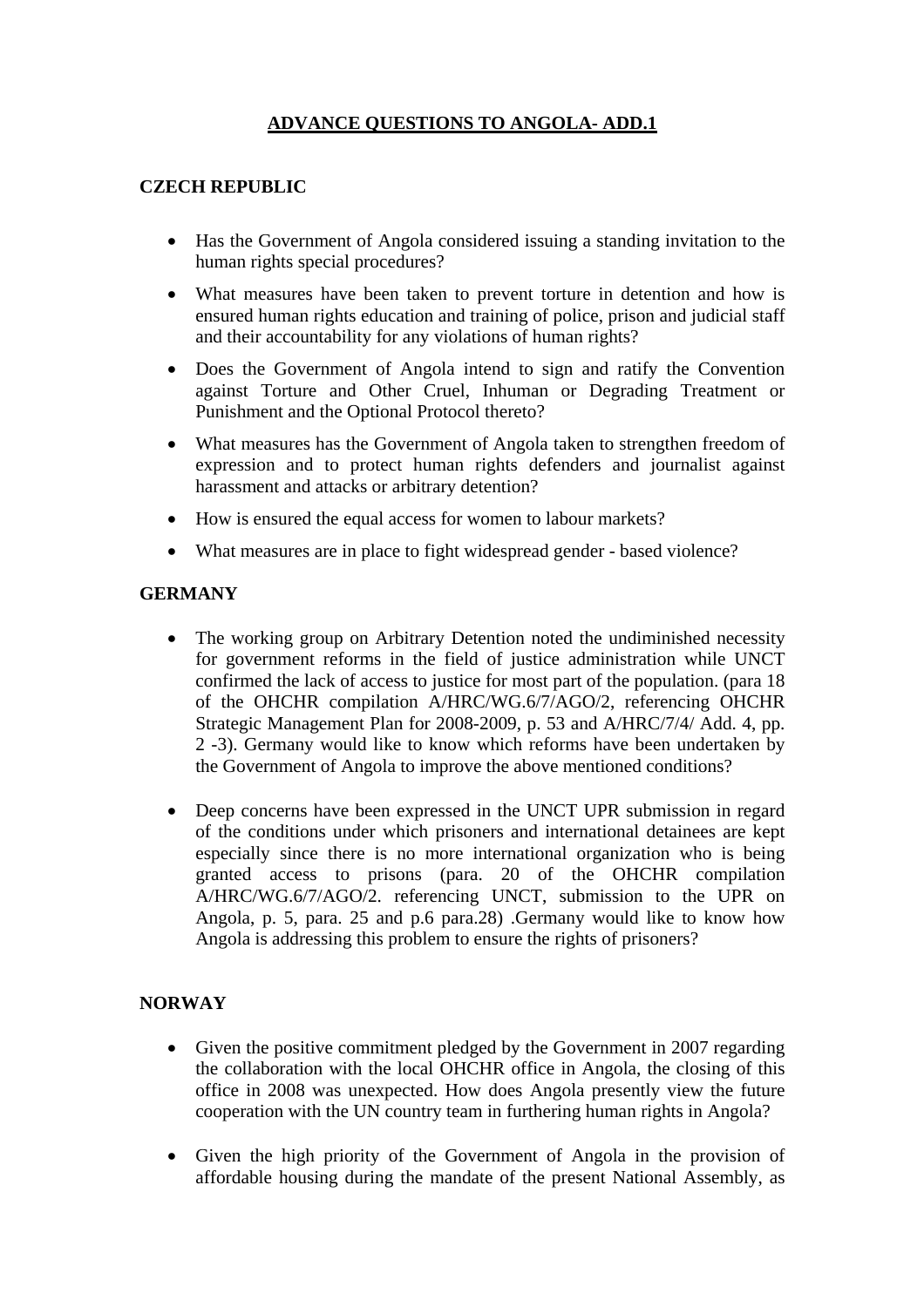# ADVANCE QUESTIONS TO ANGOLA- ADD.1

## CZECH REPUBLIC

- Has the Government of Angola considered issuing a standing invitation to the human rights special procedures?
- What measures have been taken to prevent torture in detention and how is ensured human rights education and training of police, prison and judicial staff and their accountability for any violations of human rights?
- Does the Government of Angola intend to sign and ratify the Convention against Torture and Other Cruel, Inhuman or Degrading Treatment or Punishment and the Optional Protocol thereto?
- What measures has the Government of Angola taken to strengthen freedom of expression and to protect human rights defenders and journalist against harassment and attacks or arbitrary detention?
- How is ensured the equal access for women to labour markets?
- What measures are in place to fight widespread gender - based violence?

## GERMANY

- The working group on Arbitrary Detention noted the undiminished necessity for government reforms in the field of justice administration while UNCT confirmed the lack of access to justice for most part of the population. (para 18 of the OHCHR compilation A/HRC/WG.6/7/AGO/2, referencing OHCHR Strategic Management Plan for 2008-2009, p. 53 and A/HRC/7/4/ Add. 4, pp. 2 -3). Germany would like to know which reforms have been undertaken by the Government of Angola to improve the above mentioned conditions?

- Deep concerns have been expressed in the UNCT UPR submission in regard of the conditions under which prisoners and international detainees are kept especially since there is no more international organization who is being granted access to prisons (para. 20 of the OHCHR compilation A/HRC/WG.6/7/AGO/2. referencing UNCT, submission to the UPR on Angola, p. 5, para. 25 and p.6 para.28) .Germany would like to know how Angola is addressing this problem to ensure the rights of prisoners?

## NORWAY

- Given the positive commitment pledged by the Government in 2007 regarding the collaboration with the local OHCHR office in Angola, the closing of this office in 2008 was unexpected. How does Angola presently view the future cooperation with the UN country team in furthering human rights in Angola?

- Given the high priority of the Government of Angola in the provision of affordable housing during the mandate of the present National Assembly, as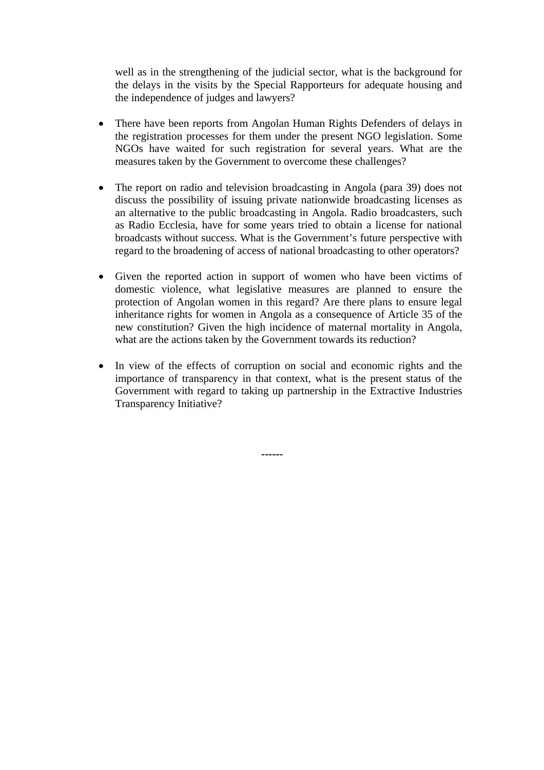well as in the strengthening of the judicial sector, what is the background for the delays in the visits by the Special Rapporteurs for adequate housing and the independence of judges and lawyers?

- There have been reports from Angolan Human Rights Defenders of delays in the registration processes for them under the present NGO legislation. Some NGOs have waited for such registration for several years. What are the measures taken by the Government to overcome these challenges?

- The report on radio and television broadcasting in Angola (para 39) does not discuss the possibility of issuing private nationwide broadcasting licenses as an alternative to the public broadcasting in Angola. Radio broadcasters, such as Radio Ecclesia, have for some years tried to obtain a license for national broadcasts without success. What is the Government's future perspective with regard to the broadening of access of national broadcasting to other operators?

- Given the reported action in support of women who have been victims of domestic violence, what legislative measures are planned to ensure the protection of Angolan women in this regard? Are there plans to ensure legal inheritance rights for women in Angola as a consequence of Article 35 of the new constitution? Given the high incidence of maternal mortality in Angola, what are the actions taken by the Government towards its reduction?

- In view of the effects of corruption on social and economic rights and the importance of transparency in that context, what is the present status of the Government with regard to taking up partnership in the Extractive Industries Transparency Initiative?

------